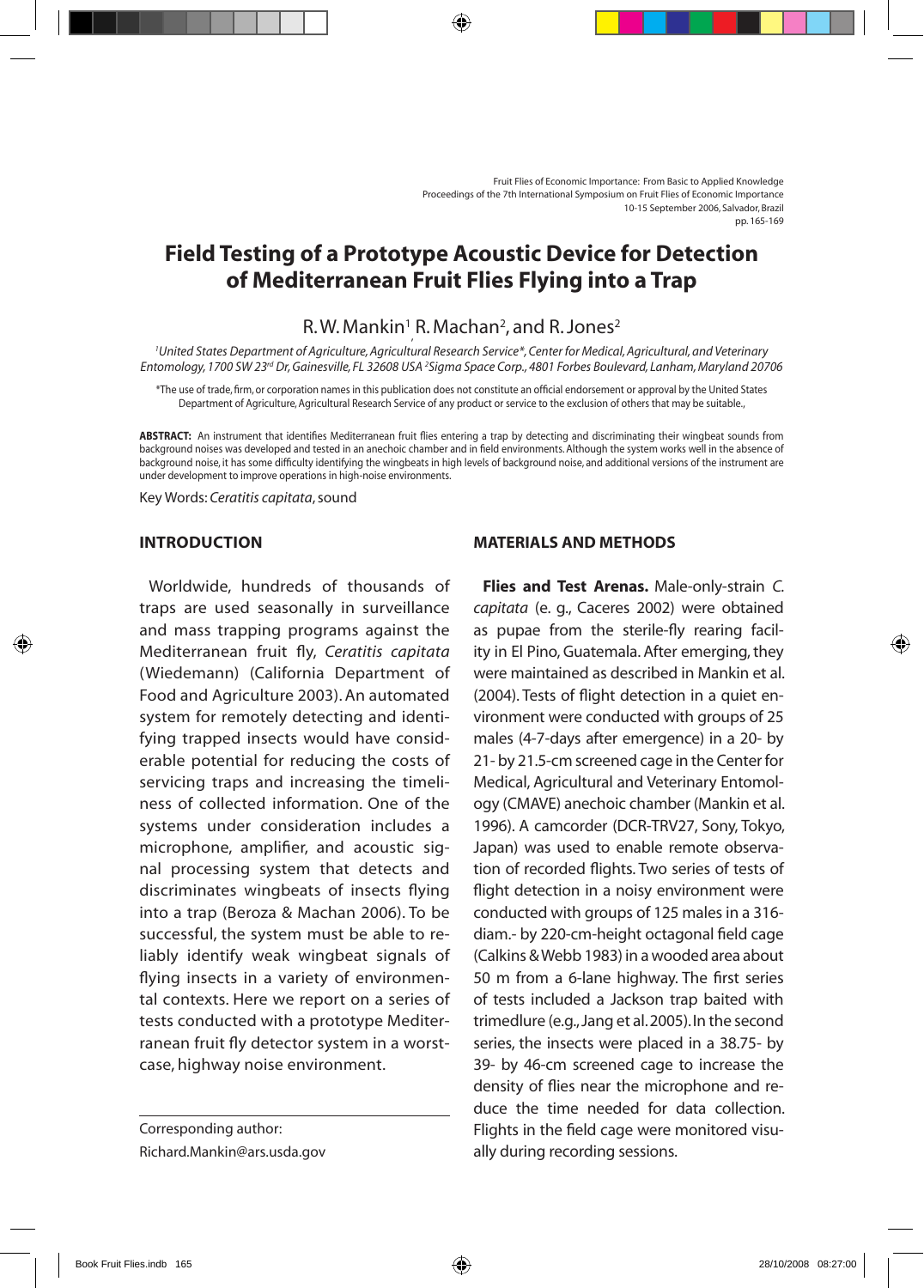# Field Testing of a Prototype Acoustic Device for Detection of Mediterranean Fruit Flies Flying into a Trap

R. W. Mankin[1] R. Machan[2], and R. Jones[2]

[1]United States Department of Agriculture, Agricultural Research Service*, Center for Medical, Agricultural, and Veterinary Entomology, 1700 SW 23rd Dr, Gainesville, FL 32608 USA [2]Sigma Space Corp., 4801 Forbes Boulevard, Lanham, Maryland 20706

*The use of trade, firm, or corporation names in this publication does not constitute an official endorsement or approval by the United States Department of Agriculture, Agricultural Research Service of any product or service to the exclusion of others that may be suitable.,

**ABSTRACT:** An instrument that identifies Mediterranean fruit flies entering a trap by detecting and discriminating their wingbeat sounds from background noises was developed and tested in an anechoic chamber and in field environments. Although the system works well in the absence of background noise, it has some difficulty identifying the wingbeats in high levels of background noise, and additional versions of the instrument are under development to improve operations in high-noise environments.

Key Words: *Ceratitis capitata*, sound

## INTRODUCTION

Worldwide, hundreds of thousands of traps are used seasonally in surveillance and mass trapping programs against the Mediterranean fruit fly, *Ceratitis capitata* (Wiedemann) (California Department of Food and Agriculture 2003). An automated system for remotely detecting and identifying trapped insects would have considerable potential for reducing the costs of servicing traps and increasing the timeliness of collected information. One of the systems under consideration includes a microphone, amplifier, and acoustic signal processing system that detects and discriminates wingbeats of insects flying into a trap (Beroza & Machan 2006). To be successful, the system must be able to reliably identify weak wingbeat signals of flying insects in a variety of environmental contexts. Here we report on a series of tests conducted with a prototype Mediterranean fruit fly detector system in a worst-case, highway noise environment.

Corresponding author:
Richard.Mankin@ars.usda.gov

## MATERIALS AND METHODS

**Flies and Test Arenas.** Male-only-strain *C. capitata* (e. g., Caceres 2002) were obtained as pupae from the sterile-fly rearing facility in El Pino, Guatemala. After emerging, they were maintained as described in Mankin et al. (2004). Tests of flight detection in a quiet environment were conducted with groups of 25 males (4-7-days after emergence) in a 20- by 21- by 21.5-cm screened cage in the Center for Medical, Agricultural and Veterinary Entomology (CMAVE) anechoic chamber (Mankin et al. 1996). A camcorder (DCR-TRV27, Sony, Tokyo, Japan) was used to enable remote observation of recorded flights. Two series of tests of flight detection in a noisy environment were conducted with groups of 125 males in a 316-diam.- by 220-cm-height octagonal field cage (Calkins & Webb 1983) in a wooded area about 50 m from a 6-lane highway. The first series of tests included a Jackson trap baited with trimedlure (e.g., Jang et al. 2005). In the second series, the insects were placed in a 38.75- by 39- by 46-cm screened cage to increase the density of flies near the microphone and reduce the time needed for data collection. Flights in the field cage were monitored visually during recording sessions.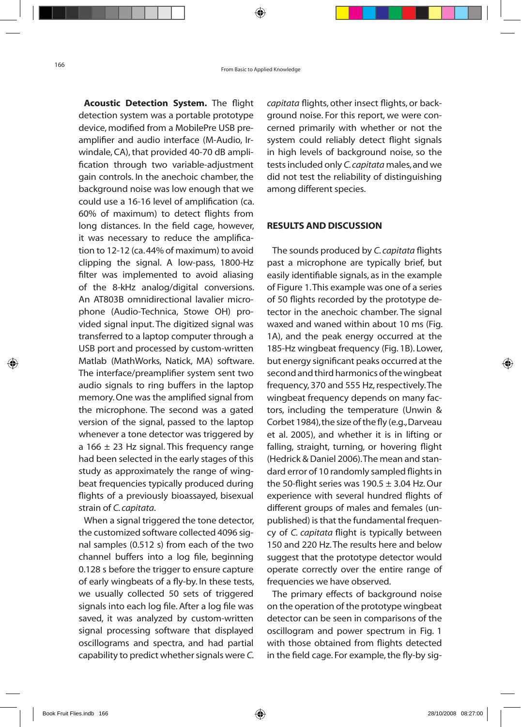**Acoustic Detection System.** The flight detection system was a portable prototype device, modified from a MobilePre USB preamplifier and audio interface (M-Audio, Irwindale, CA), that provided 40-70 dB amplification through two variable-adjustment gain controls. In the anechoic chamber, the background noise was low enough that we could use a 16-16 level of amplification (ca. 60% of maximum) to detect flights from long distances. In the field cage, however, it was necessary to reduce the amplification to 12-12 (ca. 44% of maximum) to avoid clipping the signal. A low-pass, 1800-Hz filter was implemented to avoid aliasing of the 8-kHz analog/digital conversions. An AT803B omnidirectional lavalier microphone (Audio-Technica, Stowe OH) provided signal input. The digitized signal was transferred to a laptop computer through a USB port and processed by custom-written Matlab (MathWorks, Natick, MA) software. The interface/preamplifier system sent two audio signals to ring buffers in the laptop memory. One was the amplified signal from the microphone. The second was a gated version of the signal, passed to the laptop whenever a tone detector was triggered by a 166 ± 23 Hz signal. This frequency range had been selected in the early stages of this study as approximately the range of wingbeat frequencies typically produced during flights of a previously bioassayed, bisexual strain of *C. capitata*.

When a signal triggered the tone detector, the customized software collected 4096 signal samples (0.512 s) from each of the two channel buffers into a log file, beginning 0.128 s before the trigger to ensure capture of early wingbeats of a fly-by. In these tests, we usually collected 50 sets of triggered signals into each log file. After a log file was saved, it was analyzed by custom-written signal processing software that displayed oscillograms and spectra, and had partial capability to predict whether signals were *C. capitata* flights, other insect flights, or background noise. For this report, we were concerned primarily with whether or not the system could reliably detect flight signals in high levels of background noise, so the tests included only *C. capitata* males, and we did not test the reliability of distinguishing among different species.

## RESULTS AND DISCUSSION

The sounds produced by *C. capitata* flights past a microphone are typically brief, but easily identifiable signals, as in the example of Figure 1. This example was one of a series of 50 flights recorded by the prototype detector in the anechoic chamber. The signal waxed and waned within about 10 ms (Fig. 1A), and the peak energy occurred at the 185-Hz wingbeat frequency (Fig. 1B). Lower, but energy significant peaks occurred at the second and third harmonics of the wingbeat frequency, 370 and 555 Hz, respectively. The wingbeat frequency depends on many factors, including the temperature (Unwin & Corbet 1984), the size of the fly (e.g., Darveau et al. 2005), and whether it is in lifting or falling, straight, turning, or hovering flight (Hedrick & Daniel 2006). The mean and standard error of 10 randomly sampled flights in the 50-flight series was 190.5 ± 3.04 Hz. Our experience with several hundred flights of different groups of males and females (unpublished) is that the fundamental frequency of *C. capitata* flight is typically between 150 and 220 Hz. The results here and below suggest that the prototype detector would operate correctly over the entire range of frequencies we have observed.

The primary effects of background noise on the operation of the prototype wingbeat detector can be seen in comparisons of the oscillogram and power spectrum in Fig. 1 with those obtained from flights detected in the field cage. For example, the fly-by sig-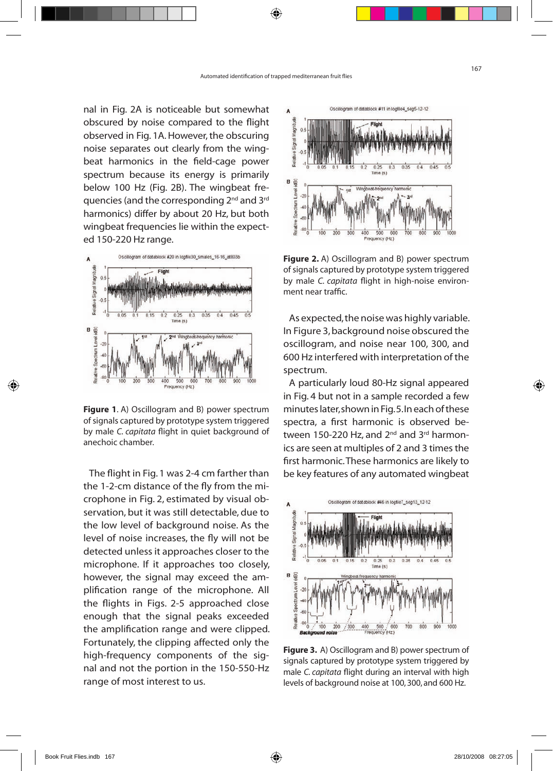nal in Fig. 2A is noticeable but somewhat obscured by noise compared to the flight observed in Fig. 1A. However, the obscuring noise separates out clearly from the wingbeat harmonics in the field-cage power spectrum because its energy is primarily below 100 Hz (Fig. 2B). The wingbeat frequencies (and the corresponding 2nd and 3rd harmonics) differ by about 20 Hz, but both wingbeat frequencies lie within the expected 150-220 Hz range.

**Figure 1**. A) Oscillogram and B) power spectrum of signals captured by prototype system triggered by male *C. capitata* flight in quiet background of anechoic chamber.

The flight in Fig. 1 was 2-4 cm farther than the 1-2-cm distance of the fly from the microphone in Fig. 2, estimated by visual observation, but it was still detectable, due to the low level of background noise. As the level of noise increases, the fly will not be detected unless it approaches closer to the microphone. If it approaches too closely, however, the signal may exceed the amplification range of the microphone. All the flights in Figs. 2-5 approached close enough that the signal peaks exceeded the amplification range and were clipped. Fortunately, the clipping affected only the high-frequency components of the signal and not the portion in the 150-550-Hz range of most interest to us.

**Figure 2.** A) Oscillogram and B) power spectrum of signals captured by prototype system triggered by male *C. capitata* flight in high-noise environment near traffic.

As expected, the noise was highly variable. In Figure 3, background noise obscured the oscillogram, and noise near 100, 300, and 600 Hz interfered with interpretation of the spectrum.

A particularly loud 80-Hz signal appeared in Fig. 4 but not in a sample recorded a few minutes later, shown in Fig. 5. In each of these spectra, a first harmonic is observed between 150-220 Hz, and 2nd and 3rd harmonics are seen at multiples of 2 and 3 times the first harmonic. These harmonics are likely to be key features of any automated wingbeat

**Figure 3.** A) Oscillogram and B) power spectrum of signals captured by prototype system triggered by male *C. capitata* flight during an interval with high levels of background noise at 100, 300, and 600 Hz.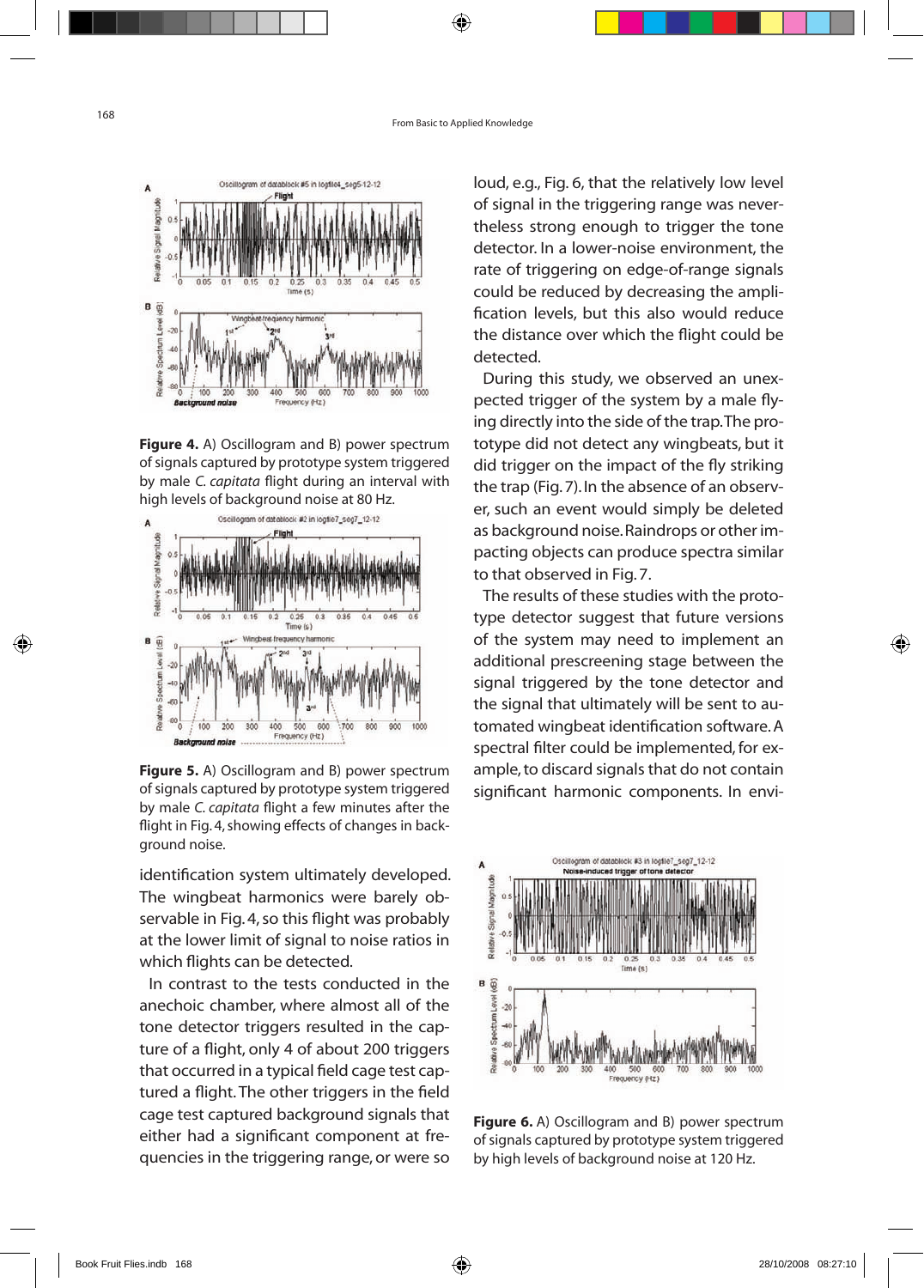**Figure 4.** A) Oscillogram and B) power spectrum of signals captured by prototype system triggered by male *C. capitata* flight during an interval with high levels of background noise at 80 Hz.

**Figure 5.** A) Oscillogram and B) power spectrum of signals captured by prototype system triggered by male *C. capitata* flight a few minutes after the flight in Fig. 4, showing effects of changes in background noise.

identification system ultimately developed. The wingbeat harmonics were barely observable in Fig. 4, so this flight was probably at the lower limit of signal to noise ratios in which flights can be detected.

In contrast to the tests conducted in the anechoic chamber, where almost all of the tone detector triggers resulted in the capture of a flight, only 4 of about 200 triggers that occurred in a typical field cage test captured a flight. The other triggers in the field cage test captured background signals that either had a significant component at frequencies in the triggering range, or were so loud, e.g., Fig. 6, that the relatively low level of signal in the triggering range was nevertheless strong enough to trigger the tone detector. In a lower-noise environment, the rate of triggering on edge-of-range signals could be reduced by decreasing the amplification levels, but this also would reduce the distance over which the flight could be detected.

During this study, we observed an unexpected trigger of the system by a male flying directly into the side of the trap. The prototype did not detect any wingbeats, but it did trigger on the impact of the fly striking the trap (Fig. 7). In the absence of an observer, such an event would simply be deleted as background noise. Raindrops or other impacting objects can produce spectra similar to that observed in Fig. 7.

The results of these studies with the prototype detector suggest that future versions of the system may need to implement an additional prescreening stage between the signal triggered by the tone detector and the signal that ultimately will be sent to automated wingbeat identification software. A spectral filter could be implemented, for example, to discard signals that do not contain significant harmonic components. In envi-

**Figure 6.** A) Oscillogram and B) power spectrum of signals captured by prototype system triggered by high levels of background noise at 120 Hz.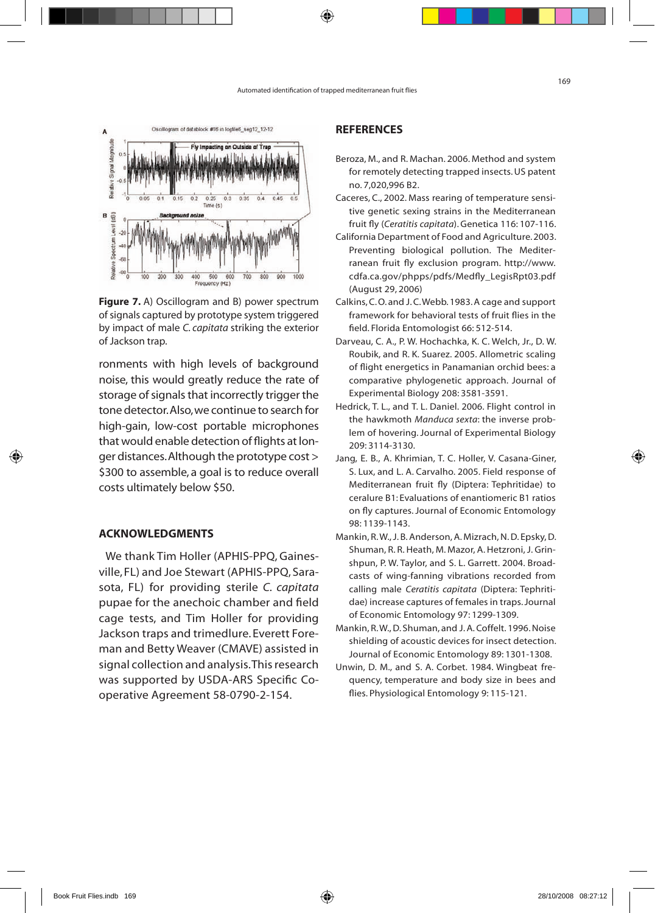Oscillogram of datablock #18 in logfile6_seg12_12-12

A

Fly Impacting on Outside of Trap

Relative Signal Magnitude

1
0.5
0
-0.5
-1

0 0.05 0.1 0.15 0.2 0.25 0.3 0.35 0.4 0.45 0.5

Time (s)

B

Background noise

Relative Spectrum Level (dB)

0
-20
-40
-60
-80

0 100 200 300 400 500 600 700 800 900 1000

Frequency (Hz)

**Figure 7.** A) Oscillogram and B) power spectrum of signals captured by prototype system triggered by impact of male *C. capitata* striking the exterior of Jackson trap.

ronments with high levels of background noise, this would greatly reduce the rate of storage of signals that incorrectly trigger the tone detector. Also, we continue to search for high-gain, low-cost portable microphones that would enable detection of flights at longer distances. Although the prototype cost > $300 to assemble, a goal is to reduce overall costs ultimately below $50.

## ACKNOWLEDGMENTS

We thank Tim Holler (APHIS-PPQ, Gainesville, FL) and Joe Stewart (APHIS-PPQ, Sarasota, FL) for providing sterile *C. capitata* pupae for the anechoic chamber and field cage tests, and Tim Holler for providing Jackson traps and trimedlure. Everett Foreman and Betty Weaver (CMAVE) assisted in signal collection and analysis. This research was supported by USDA-ARS Specific Cooperative Agreement 58-0790-2-154.

## REFERENCES

Beroza, M., and R. Machan. 2006. Method and system for remotely detecting trapped insects. US patent no. 7,020,996 B2.

Caceres, C., 2002. Mass rearing of temperature sensitive genetic sexing strains in the Mediterranean fruit fly (*Ceratitis capitata*). Genetica 116: 107-116.

California Department of Food and Agriculture. 2003. Preventing biological pollution. The Mediterranean fruit fly exclusion program. http://www.cdfa.ca.gov/phpps/pdfs/Medfly_LegisRpt03.pdf (August 29, 2006)

Calkins, C. O. and J. C. Webb. 1983. A cage and support framework for behavioral tests of fruit flies in the field. Florida Entomologist 66: 512-514.

Darveau, C. A., P. W. Hochachka, K. C. Welch, Jr., D. W. Roubik, and R. K. Suarez. 2005. Allometric scaling of flight energetics in Panamanian orchid bees: a comparative phylogenetic approach. Journal of Experimental Biology 208: 3581-3591.

Hedrick, T. L., and T. L. Daniel. 2006. Flight control in the hawkmoth *Manduca sexta*: the inverse problem of hovering. Journal of Experimental Biology 209: 3114-3130.

Jang, E. B., A. Khrimian, T. C. Holler, V. Casana-Giner, S. Lux, and L. A. Carvalho. 2005. Field response of Mediterranean fruit fly (Diptera: Tephritidae) to ceralure B1: Evaluations of enantiomeric B1 ratios on fly captures. Journal of Economic Entomology 98: 1139-1143.

Mankin, R. W., J. B. Anderson, A. Mizrach, N. D. Epsky, D. Shuman, R. R. Heath, M. Mazor, A. Hetzroni, J. Grinshpun, P. W. Taylor, and S. L. Garrett. 2004. Broadcasts of wing-fanning vibrations recorded from calling male *Ceratitis capitata* (Diptera: Tephritidae) increase captures of females in traps. Journal of Economic Entomology 97: 1299-1309.

Mankin, R. W., D. Shuman, and J. A. Coffelt. 1996. Noise shielding of acoustic devices for insect detection. Journal of Economic Entomology 89: 1301-1308.

Unwin, D. M., and S. A. Corbet. 1984. Wingbeat frequency, temperature and body size in bees and flies. Physiological Entomology 9: 115-121.